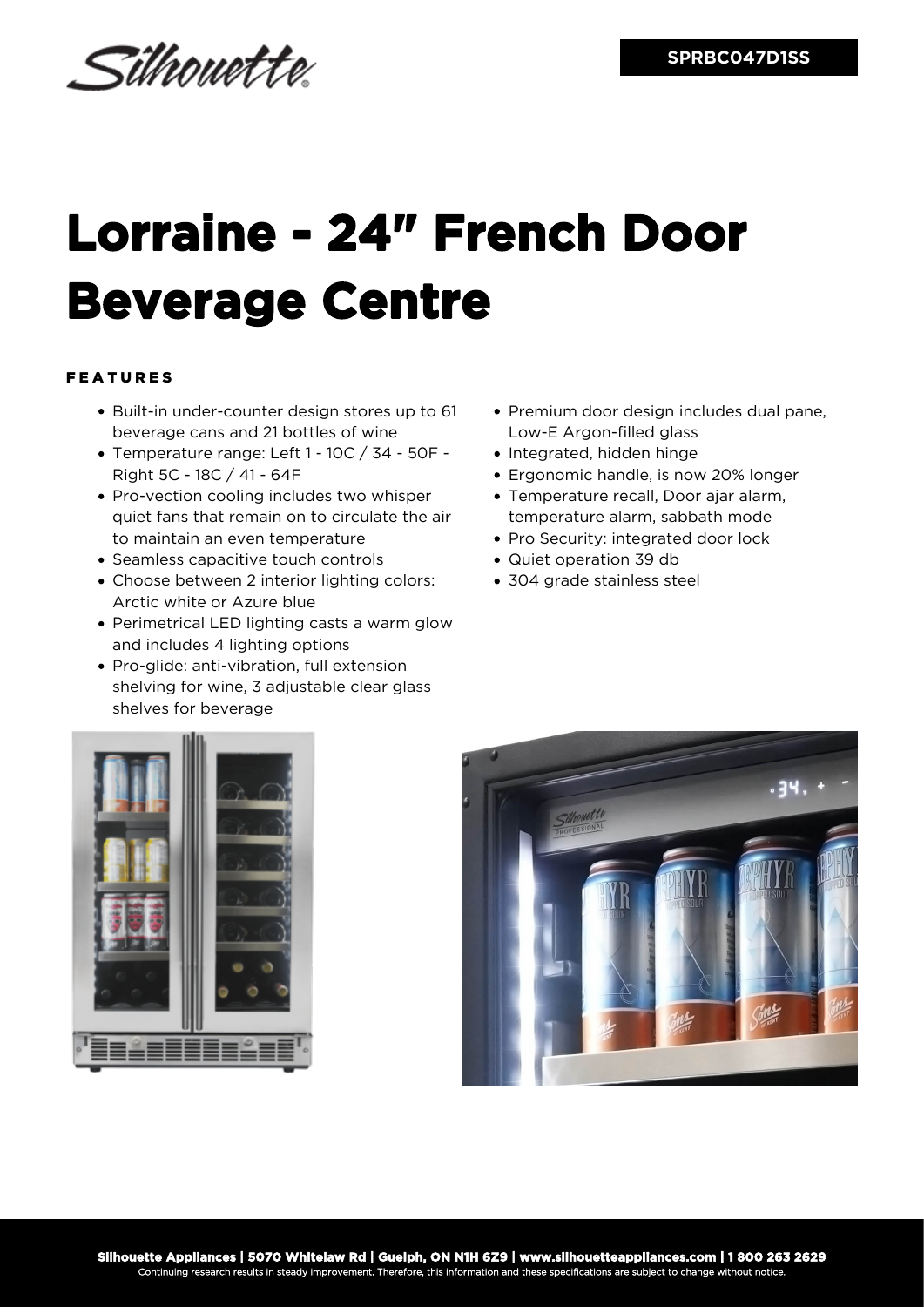Silhouette

SPRBC047D1SS

# Lorraine - 24" French Door Beverage Centre

## FEATURES

- Built-in under-counter design stores up to 61 beverage cans and 21 bottles of wine
- Temperature range: Left 1 - 10C / 34 - 50F - Right 5C - 18C / 41 - 64F
- Pro-vection cooling includes two whisper quiet fans that remain on to circulate the air to maintain an even temperature
- Seamless capacitive touch controls
- Choose between 2 interior lighting colors: Arctic white or Azure blue
- Perimetrical LED lighting casts a warm glow and includes 4 lighting options
- Pro-glide: anti-vibration, full extension shelving for wine, 3 adjustable clear glass shelves for beverage
- Premium door design includes dual pane, Low-E Argon-filled glass
- Integrated, hidden hinge
- Ergonomic handle, is now 20% longer
- Temperature recall, Door ajar alarm, temperature alarm, sabbath mode
- Pro Security: integrated door lock
- Quiet operation 39 db
- 304 grade stainless steel

**Silhouette Appliances | 5070 Whitelaw Rd | Guelph, ON N1H 6Z9 | www.silhouetteappliances.com | 1 800 263 2629**

Continuing research results in steady improvement. Therefore, this information and these specifications are subject to change without notice.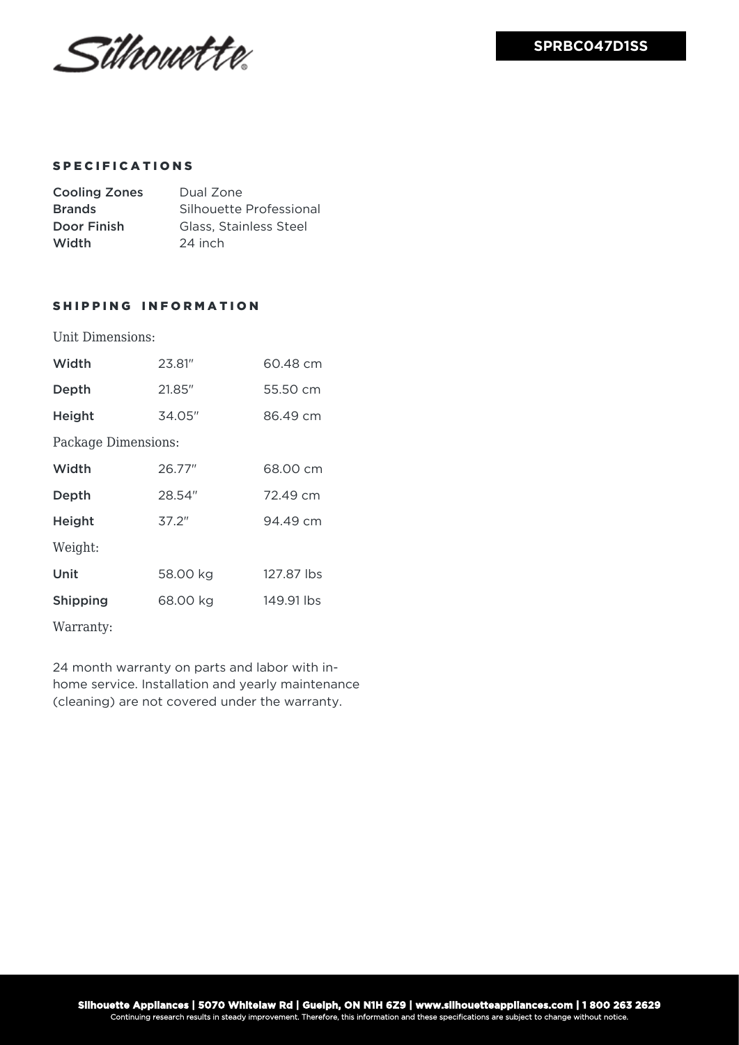SPRBC047D1SS

## SPECIFICATIONS

| | |
|---|---|
| **Cooling Zones** | Dual Zone |
| **Brands** | Silhouette Professional |
| **Door Finish** | Glass, Stainless Steel |
| **Width** | 24 inch |

## SHIPPING INFORMATION

Unit Dimensions:

| | | |
|---|---|---|
| **Width** | 23.81″ | 60.48 cm |
| **Depth** | 21.85″ | 55.50 cm |
| **Height** | 34.05″ | 86.49 cm |

Package Dimensions:

| | | |
|---|---|---|
| **Width** | 26.77″ | 68.00 cm |
| **Depth** | 28.54″ | 72.49 cm |
| **Height** | 37.2″ | 94.49 cm |

Weight:

| | | |
|---|---|---|
| **Unit** | 58.00 kg | 127.87 lbs |
| **Shipping** | 68.00 kg | 149.91 lbs |

Warranty:

24 month warranty on parts and labor with in-home service. Installation and yearly maintenance (cleaning) are not covered under the warranty.

**Silhouette Appliances | 5070 Whitelaw Rd | Guelph, ON N1H 6Z9 | www.silhouetteappliances.com | 1 800 263 2629**

Continuing research results in steady improvement. Therefore, this information and these specifications are subject to change without notice.